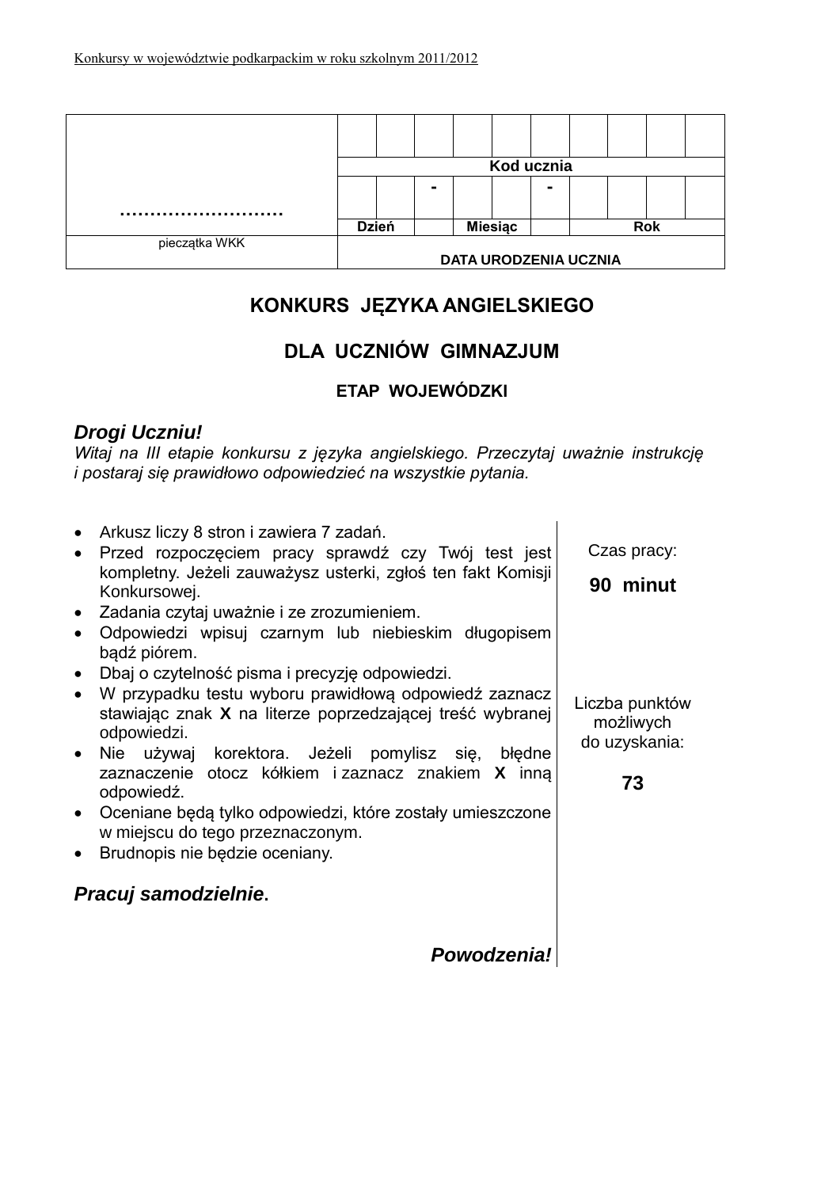| ……………………… | | | | | | | | | | |
|---|---|---|---|---|---|---|---|---|---|---|
| | | | | | | | | | | |
| | Kod ucznia | | | | | | | | | |
| | | | - | | | - | | | | |
| | Dzień | | | Miesiąc | | | Rok | | | |
| pieczątka WKK | DATA URODZENIA UCZNIA | | | | | | | | | |

# KONKURS JĘZYKA ANGIELSKIEGO

# DLA UCZNIÓW GIMNAZJUM

## ETAP WOJEWÓDZKI

***Drogi Uczniu!***

*Witaj na III etapie konkursu z języka angielskiego. Przeczytaj uważnie instrukcję i postaraj się prawidłowo odpowiedzieć na wszystkie pytania.*

- Arkusz liczy 8 stron i zawiera 7 zadań.
- Przed rozpoczęciem pracy sprawdź czy Twój test jest kompletny. Jeżeli zauważysz usterki, zgłoś ten fakt Komisji Konkursowej.
- Zadania czytaj uważnie i ze zrozumieniem.
- Odpowiedzi wpisuj czarnym lub niebieskim długopisem bądź piórem.
- Dbaj o czytelność pisma i precyzję odpowiedzi.
- W przypadku testu wyboru prawidłową odpowiedź zaznacz stawiając znak **X** na literze poprzedzającej treść wybranej odpowiedzi.
- Nie używaj korektora. Jeżeli pomylisz się, błędne zaznaczenie otocz kółkiem i zaznacz znakiem **X** inną odpowiedź.
- Oceniane będą tylko odpowiedzi, które zostały umieszczone w miejscu do tego przeznaczonym.
- Brudnopis nie będzie oceniany.

***Pracuj samodzielnie.***

***Powodzenia!***

Czas pracy:

**90 minut**

Liczba punktów możliwych do uzyskania:

**73**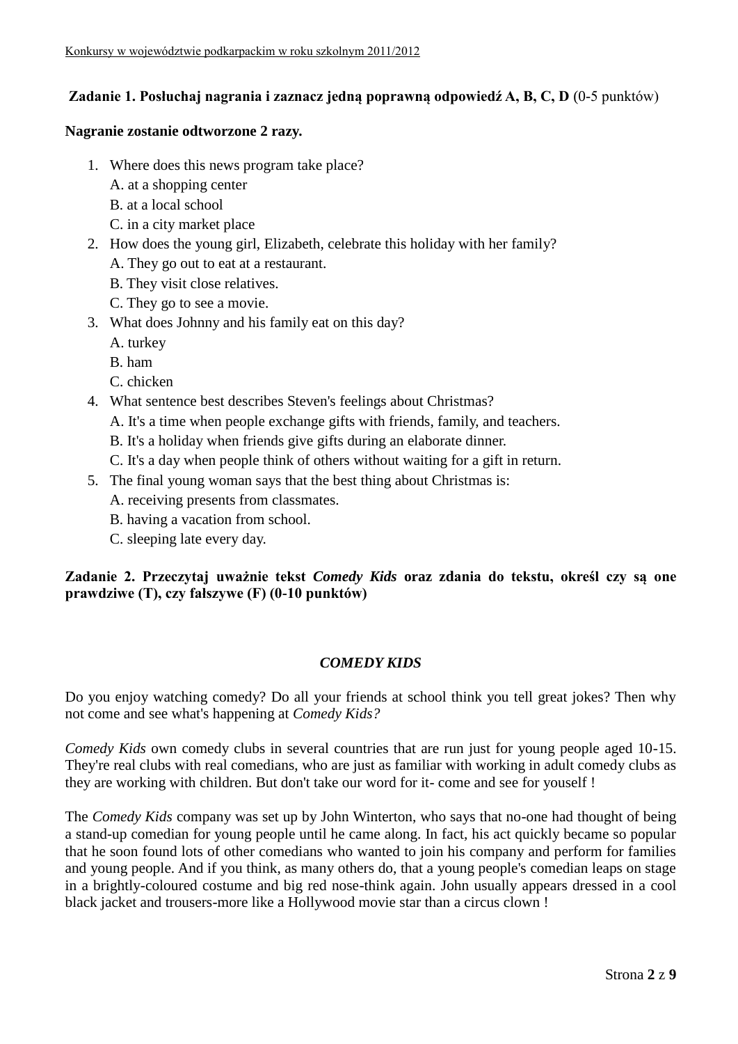**Zadanie 1. Posłuchaj nagrania i zaznacz jedną poprawną odpowiedź A, B, C, D** (0-5 punktów)

**Nagranie zostanie odtworzone 2 razy.**

1. Where does this news program take place?
   A. at a shopping center
   B. at a local school
   C. in a city market place
2. How does the young girl, Elizabeth, celebrate this holiday with her family?
   A. They go out to eat at a restaurant.
   B. They visit close relatives.
   C. They go to see a movie.
3. What does Johnny and his family eat on this day?
   A. turkey
   B. ham
   C. chicken
4. What sentence best describes Steven's feelings about Christmas?
   A. It's a time when people exchange gifts with friends, family, and teachers.
   B. It's a holiday when friends give gifts during an elaborate dinner.
   C. It's a day when people think of others without waiting for a gift in return.
5. The final young woman says that the best thing about Christmas is:
   A. receiving presents from classmates.
   B. having a vacation from school.
   C. sleeping late every day.

**Zadanie 2. Przeczytaj uważnie tekst *Comedy Kids* oraz zdania do tekstu, określ czy są one prawdziwe (T), czy fałszywe (F) (0-10 punktów)**

***COMEDY KIDS***

Do you enjoy watching comedy? Do all your friends at school think you tell great jokes? Then why not come and see what's happening at *Comedy Kids?*

*Comedy Kids* own comedy clubs in several countries that are run just for young people aged 10-15. They're real clubs with real comedians, who are just as familiar with working in adult comedy clubs as they are working with children. But don't take our word for it- come and see for youself !

The *Comedy Kids* company was set up by John Winterton, who says that no-one had thought of being a stand-up comedian for young people until he came along. In fact, his act quickly became so popular that he soon found lots of other comedians who wanted to join his company and perform for families and young people. And if you think, as many others do, that a young people's comedian leaps on stage in a brightly-coloured costume and big red nose-think again. John usually appears dressed in a cool black jacket and trousers-more like a Hollywood movie star than a circus clown !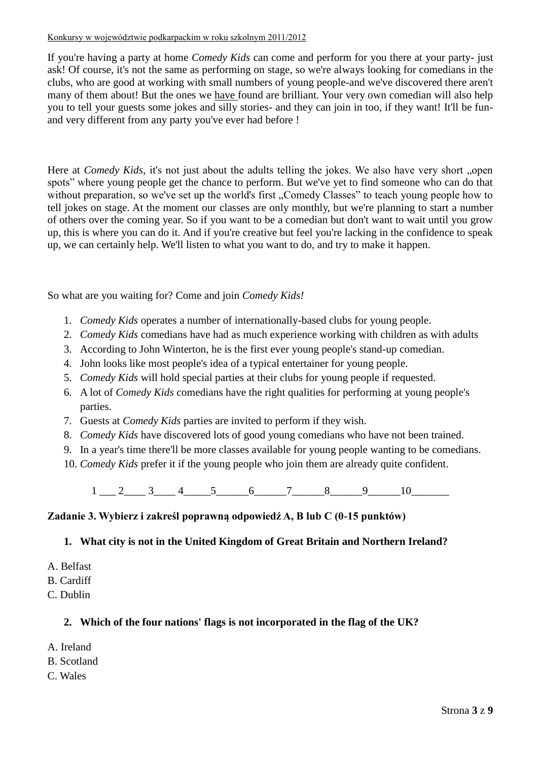If you're having a party at home *Comedy Kids* can come and perform for you there at your party- just ask! Of course, it's not the same as performing on stage, so we're always looking for comedians in the clubs, who are good at working with small numbers of young people-and we've discovered there aren't many of them about! But the ones we <u>have</u> found are brilliant. Your very own comedian will also help you to tell your guests some jokes and silly stories- and they can join in too, if they want! It'll be fun- and very different from any party you've ever had before !

Here at *Comedy Kids,* it's not just about the adults telling the jokes. We also have very short „open spots" where young people get the chance to perform. But we've yet to find someone who can do that without preparation, so we've set up the world's first „Comedy Classes" to teach young people how to tell jokes on stage. At the moment our classes are only monthly, but we're planning to start a number of others over the coming year. So if you want to be a comedian but don't want to wait until you grow up, this is where you can do it. And if you're creative but feel you're lacking in the confidence to speak up, we can certainly help. We'll listen to what you want to do, and try to make it happen.

So what are you waiting for? Come and join *Comedy Kids!*

1. *Comedy Kids* operates a number of internationally-based clubs for young people.
2. *Comedy Kids* comedians have had as much experience working with children as with adults
3. According to John Winterton, he is the first ever young people's stand-up comedian.
4. John looks like most people's idea of a typical entertainer for young people.
5. *Comedy Kids* will hold special parties at their clubs for young people if requested.
6. A lot of *Comedy Kids* comedians have the right qualities for performing at young people's parties.
7. Guests at *Comedy Kids* parties are invited to perform if they wish.
8. *Comedy Kids* have discovered lots of good young comedians who have not been trained.
9. In a year's time there'll be more classes available for young people wanting to be comedians.
10. *Comedy Kids* prefer it if the young people who join them are already quite confident.

1 ___ 2____ 3____ 4_____5______6______7______8______9______10_______

**Zadanie 3. Wybierz i zakreśl poprawną odpowiedź A, B lub C (0-15 punktów)**

1. **What city is not in the United Kingdom of Great Britain and Northern Ireland?**

A. Belfast
B. Cardiff
C. Dublin

2. **Which of the four nations' flags is not incorporated in the flag of the UK?**

A. Ireland
B. Scotland
C. Wales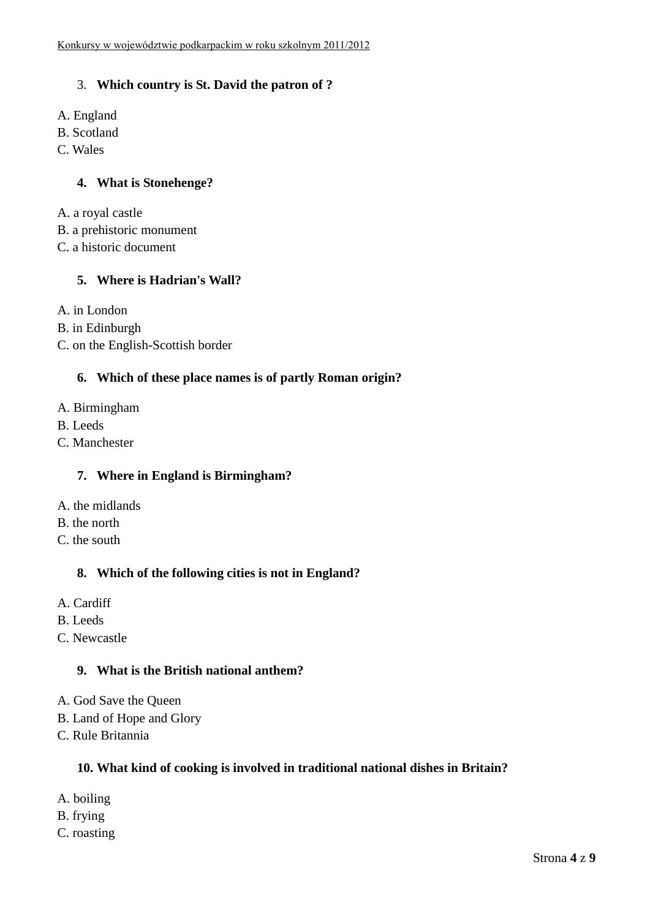3. **Which country is St. David the patron of ?**

A. England
B. Scotland
C. Wales

4. **What is Stonehenge?**

A. a royal castle
B. a prehistoric monument
C. a historic document

5. **Where is Hadrian's Wall?**

A. in London
B. in Edinburgh
C. on the English-Scottish border

6. **Which of these place names is of partly Roman origin?**

A. Birmingham
B. Leeds
C. Manchester

7. **Where in England is Birmingham?**

A. the midlands
B. the north
C. the south

8. **Which of the following cities is not in England?**

A. Cardiff
B. Leeds
C. Newcastle

9. **What is the British national anthem?**

A. God Save the Queen
B. Land of Hope and Glory
C. Rule Britannia

10. **What kind of cooking is involved in traditional national dishes in Britain?**

A. boiling
B. frying
C. roasting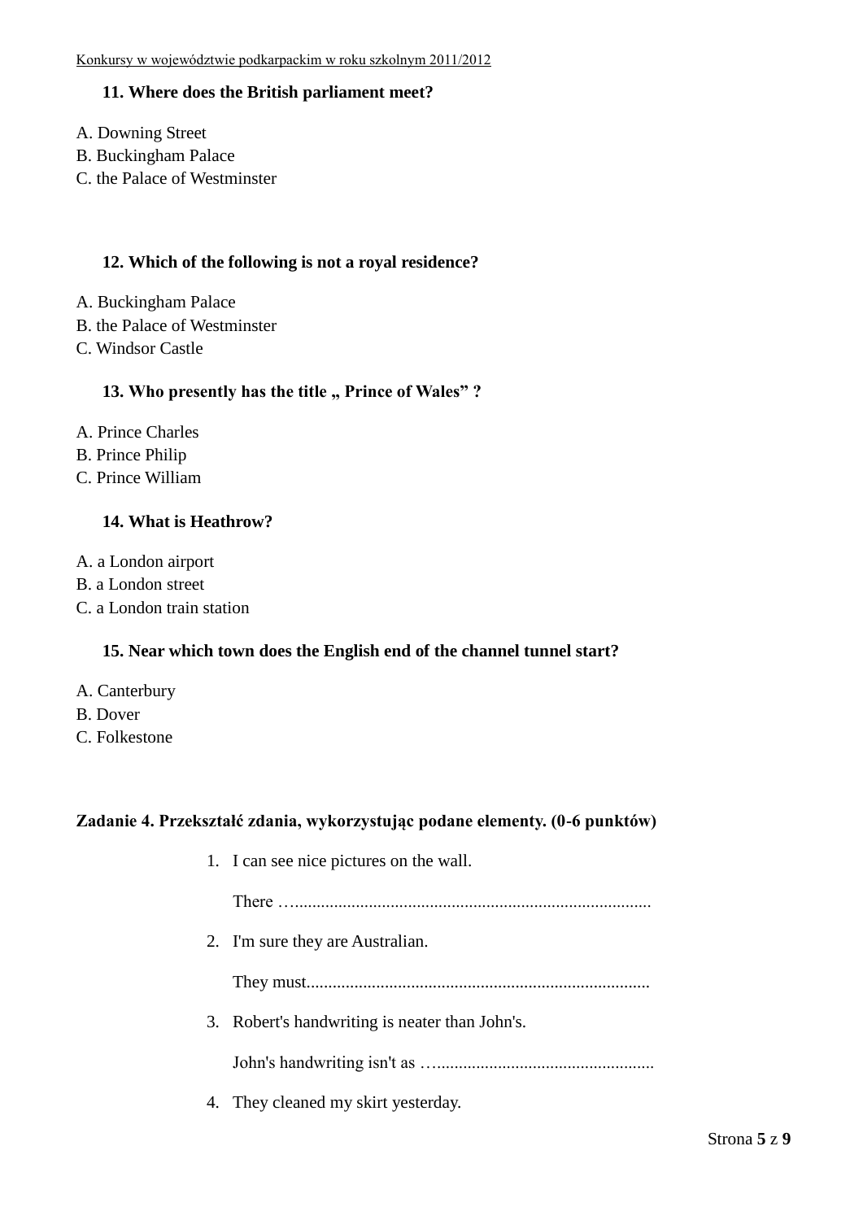**11. Where does the British parliament meet?**

A. Downing Street
B. Buckingham Palace
C. the Palace of Westminster

**12. Which of the following is not a royal residence?**

A. Buckingham Palace
B. the Palace of Westminster
C. Windsor Castle

**13. Who presently has the title „ Prince of Wales" ?**

A. Prince Charles
B. Prince Philip
C. Prince William

**14. What is Heathrow?**

A. a London airport
B. a London street
C. a London train station

**15. Near which town does the English end of the channel tunnel start?**

A. Canterbury
B. Dover
C. Folkestone

**Zadanie 4. Przekształć zdania, wykorzystując podane elementy. (0-6 punktów)**

1. I can see nice pictures on the wall.

   There …................................................................................

2. I'm sure they are Australian.

   They must...............................................................................

3. Robert's handwriting is neater than John's.

   John's handwriting isn't as …..................................................

4. They cleaned my skirt yesterday.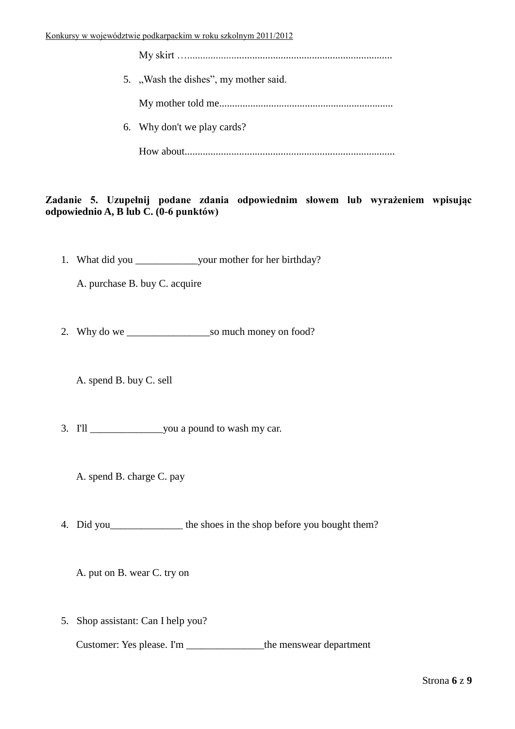My skirt …...............................................................................

5. „Wash the dishes”, my mother said.

   My mother told me...................................................................

6. Why don't we play cards?

   How about.................................................................................

**Zadanie 5. Uzupełnij podane zdania odpowiednim słowem lub wyrażeniem wpisując odpowiednio A, B lub C. (0-6 punktów)**

1. What did you ____________your mother for her birthday?

   A. purchase B. buy C. acquire

2. Why do we ________________so much money on food?

   A. spend B. buy C. sell

3. I'll ______________you a pound to wash my car.

   A. spend B. charge C. pay

4. Did you______________ the shoes in the shop before you bought them?

   A. put on B. wear C. try on

5. Shop assistant: Can I help you?

   Customer: Yes please. I'm _______________the menswear department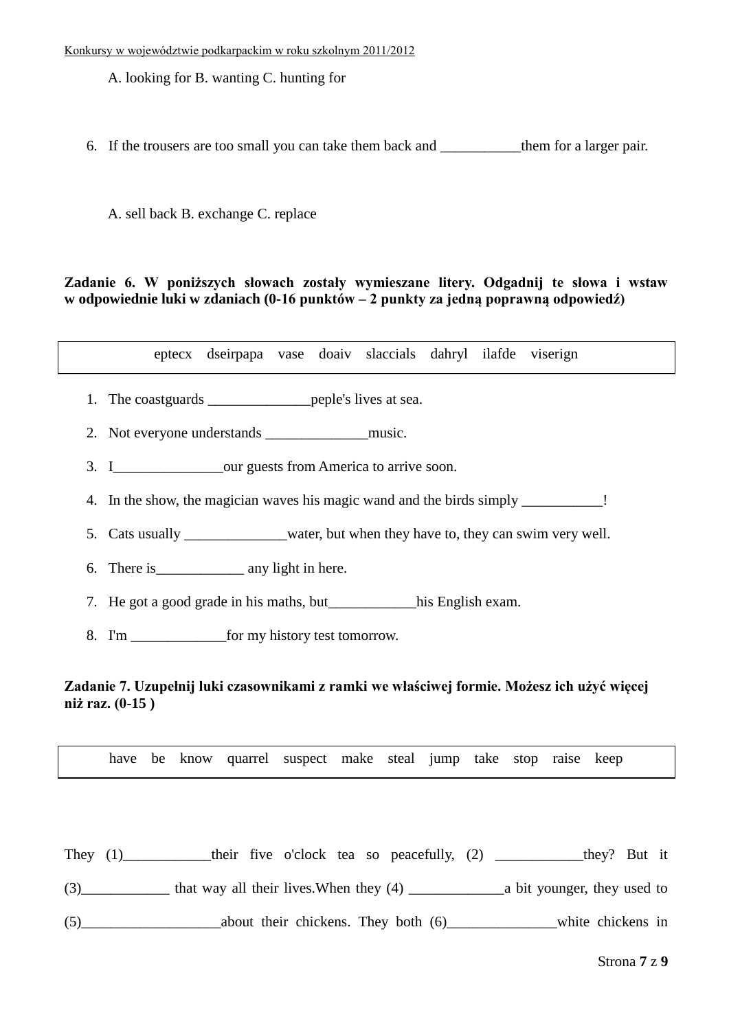A. looking for B. wanting C. hunting for

6. If the trousers are too small you can take them back and ___________them for a larger pair.

   A. sell back B. exchange C. replace

**Zadanie 6. W poniższych słowach zostały wymieszane litery. Odgadnij te słowa i wstaw w odpowiednie luki w zdaniach (0-16 punktów – 2 punkty za jedną poprawną odpowiedź)**

| eptecx dseirpapa vase doaiv slaccials dahryl ilafde viserign |
|---|

1. The coastguards ______________peple's lives at sea.
2. Not everyone understands ______________music.
3. I_______________our guests from America to arrive soon.
4. In the show, the magician waves his magic wand and the birds simply ___________!
5. Cats usually ______________water, but when they have to, they can swim very well.
6. There is____________ any light in here.
7. He got a good grade in his maths, but____________his English exam.
8. I'm _____________for my history test tomorrow.

**Zadanie 7. Uzupełnij luki czasownikami z ramki we właściwej formie. Możesz ich użyć więcej niż raz. (0-15 )**

| have be know quarrel suspect make steal jump take stop raise keep |
|---|

They (1)___________their five o'clock tea so peacefully, (2) ___________they? But it (3)____________ that way all their lives.When they (4) _____________a bit younger, they used to (5)__________________about their chickens. They both (6)_______________white chickens in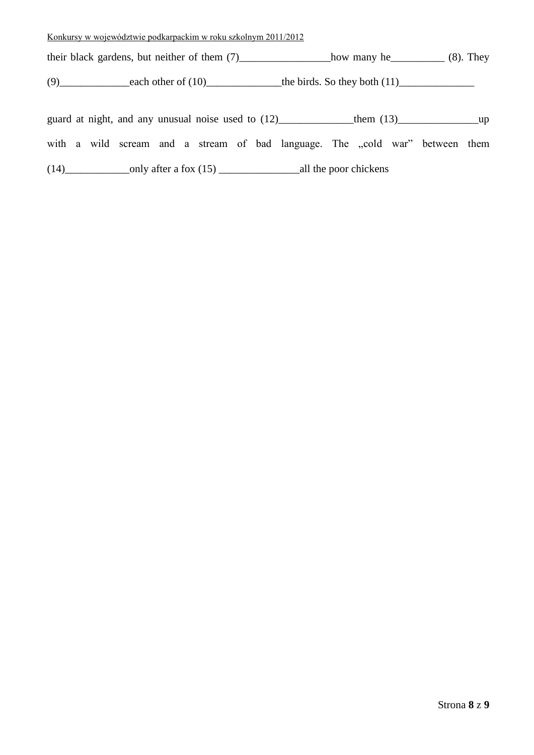their black gardens, but neither of them (7)_________________how many he__________ (8). They (9)_____________each other of (10)______________the birds. So they both (11)______________

guard at night, and any unusual noise used to (12)______________them (13)_______________up with a wild scream and a stream of bad language. The „cold war" between them (14)____________only after a fox (15) _______________all the poor chickens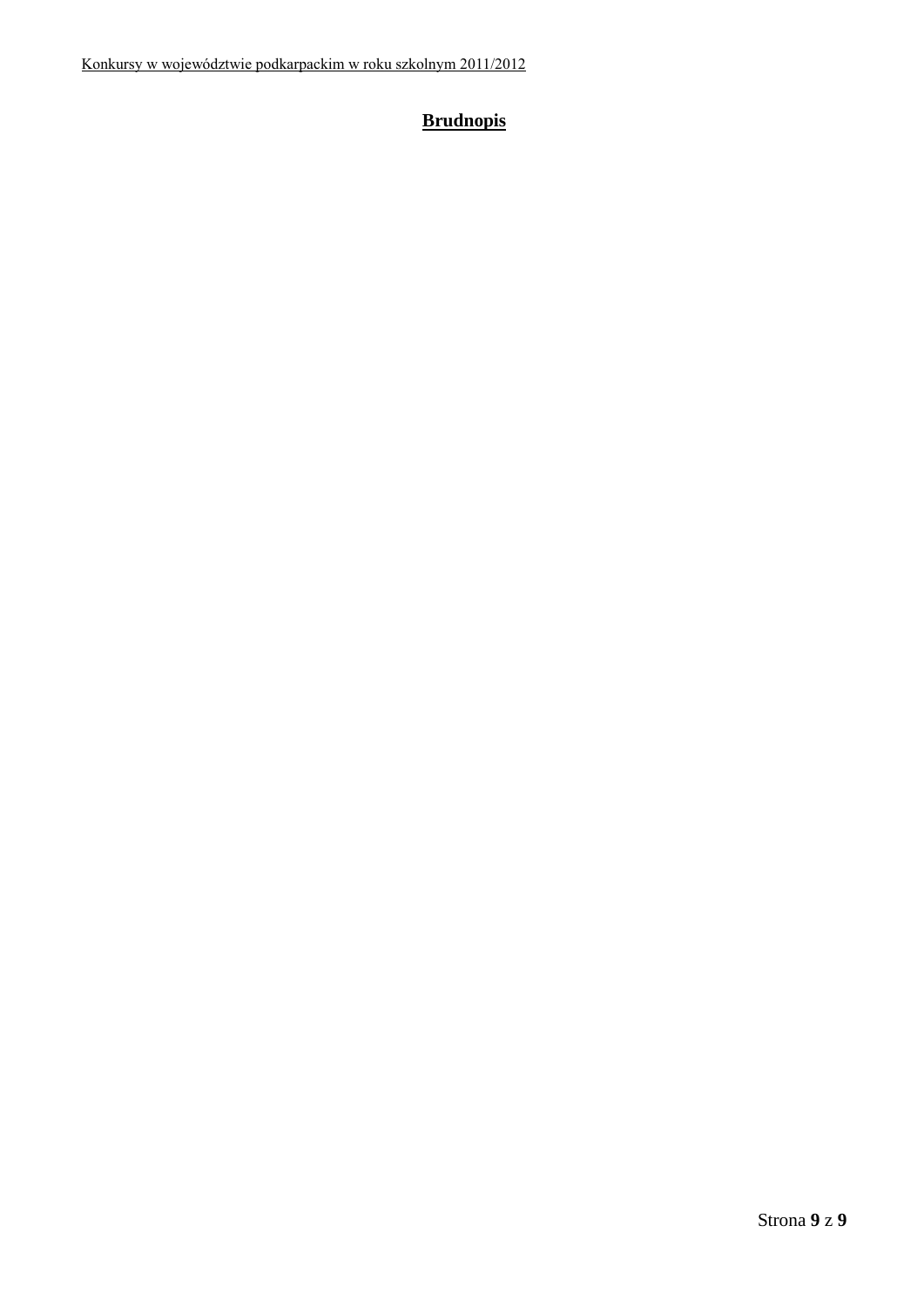# Brudnopis